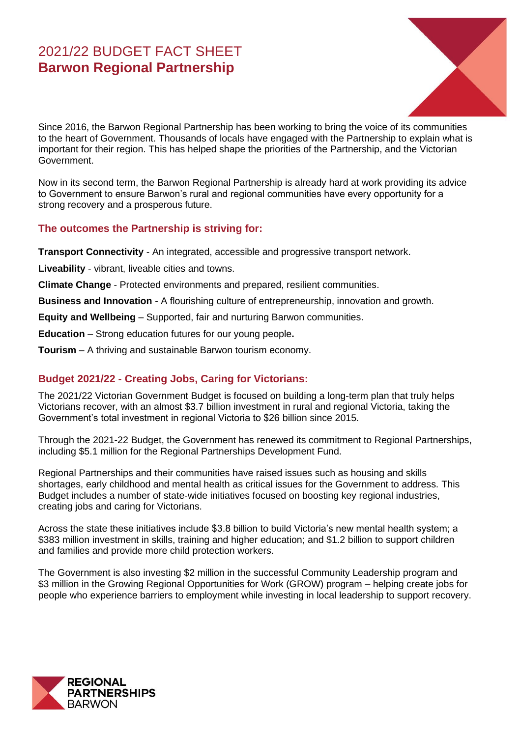# 2021/22 BUDGET FACT SHEET
## Barwon Regional Partnership

Since 2016, the Barwon Regional Partnership has been working to bring the voice of its communities to the heart of Government. Thousands of locals have engaged with the Partnership to explain what is important for their region. This has helped shape the priorities of the Partnership, and the Victorian Government.

Now in its second term, the Barwon Regional Partnership is already hard at work providing its advice to Government to ensure Barwon's rural and regional communities have every opportunity for a strong recovery and a prosperous future.

### The outcomes the Partnership is striving for:

**Transport Connectivity** - An integrated, accessible and progressive transport network.

**Liveability** - vibrant, liveable cities and towns.

**Climate Change** - Protected environments and prepared, resilient communities.

**Business and Innovation** - A flourishing culture of entrepreneurship, innovation and growth.

**Equity and Wellbeing** – Supported, fair and nurturing Barwon communities.

**Education** – Strong education futures for our young people**.**

**Tourism** – A thriving and sustainable Barwon tourism economy.

### Budget 2021/22 - Creating Jobs, Caring for Victorians:

The 2021/22 Victorian Government Budget is focused on building a long-term plan that truly helps Victorians recover, with an almost $3.7 billion investment in rural and regional Victoria, taking the Government's total investment in regional Victoria to $26 billion since 2015.

Through the 2021-22 Budget, the Government has renewed its commitment to Regional Partnerships, including $5.1 million for the Regional Partnerships Development Fund.

Regional Partnerships and their communities have raised issues such as housing and skills shortages, early childhood and mental health as critical issues for the Government to address. This Budget includes a number of state-wide initiatives focused on boosting key regional industries, creating jobs and caring for Victorians.

Across the state these initiatives include $3.8 billion to build Victoria's new mental health system; a $383 million investment in skills, training and higher education; and $1.2 billion to support children and families and provide more child protection workers.

The Government is also investing $2 million in the successful Community Leadership program and $3 million in the Growing Regional Opportunities for Work (GROW) program – helping create jobs for people who experience barriers to employment while investing in local leadership to support recovery.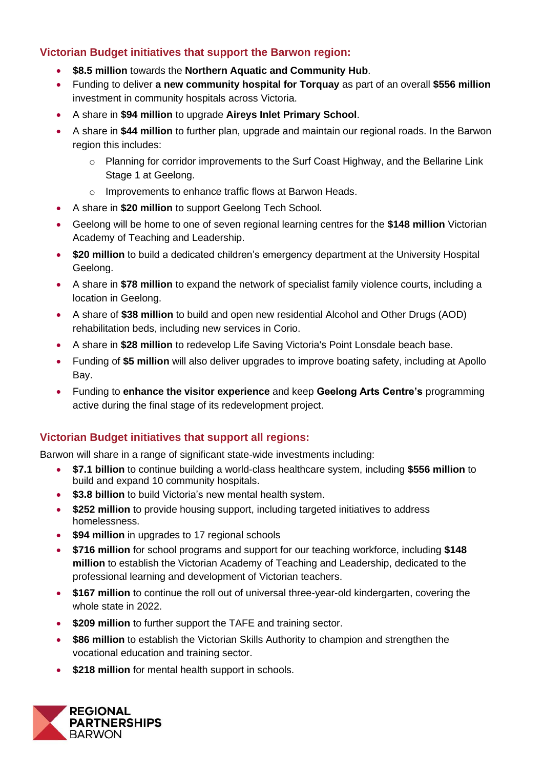## Victorian Budget initiatives that support the Barwon region:

- **$8.5 million** towards the **Northern Aquatic and Community Hub**.
- Funding to deliver **a new community hospital for Torquay** as part of an overall **$556 million** investment in community hospitals across Victoria.
- A share in **$94 million** to upgrade **Aireys Inlet Primary School**.
- A share in **$44 million** to further plan, upgrade and maintain our regional roads. In the Barwon region this includes:
  - Planning for corridor improvements to the Surf Coast Highway, and the Bellarine Link Stage 1 at Geelong.
  - Improvements to enhance traffic flows at Barwon Heads.
- A share in **$20 million** to support Geelong Tech School.
- Geelong will be home to one of seven regional learning centres for the **$148 million** Victorian Academy of Teaching and Leadership.
- **$20 million** to build a dedicated children's emergency department at the University Hospital Geelong.
- A share in **$78 million** to expand the network of specialist family violence courts, including a location in Geelong.
- A share of **$38 million** to build and open new residential Alcohol and Other Drugs (AOD) rehabilitation beds, including new services in Corio.
- A share in **$28 million** to redevelop Life Saving Victoria's Point Lonsdale beach base.
- Funding of **$5 million** will also deliver upgrades to improve boating safety, including at Apollo Bay.
- Funding to **enhance the visitor experience** and keep **Geelong Arts Centre's** programming active during the final stage of its redevelopment project.

## Victorian Budget initiatives that support all regions:

Barwon will share in a range of significant state-wide investments including:

- **$7.1 billion** to continue building a world-class healthcare system, including **$556 million** to build and expand 10 community hospitals.
- **$3.8 billion** to build Victoria's new mental health system.
- **$252 million** to provide housing support, including targeted initiatives to address homelessness.
- **$94 million** in upgrades to 17 regional schools
- **$716 million** for school programs and support for our teaching workforce, including **$148 million** to establish the Victorian Academy of Teaching and Leadership, dedicated to the professional learning and development of Victorian teachers.
- **$167 million** to continue the roll out of universal three-year-old kindergarten, covering the whole state in 2022.
- **$209 million** to further support the TAFE and training sector.
- **$86 million** to establish the Victorian Skills Authority to champion and strengthen the vocational education and training sector.
- **$218 million** for mental health support in schools.

REGIONAL PARTNERSHIPS BARWON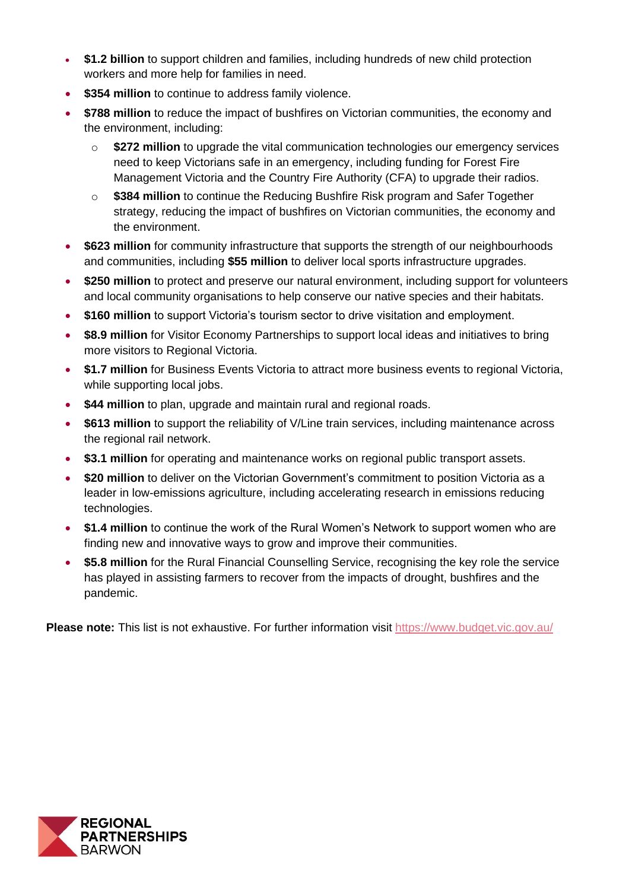- **$1.2 billion** to support children and families, including hundreds of new child protection workers and more help for families in need.
- **$354 million** to continue to address family violence.
- **$788 million** to reduce the impact of bushfires on Victorian communities, the economy and the environment, including:
  - **$272 million** to upgrade the vital communication technologies our emergency services need to keep Victorians safe in an emergency, including funding for Forest Fire Management Victoria and the Country Fire Authority (CFA) to upgrade their radios.
  - **$384 million** to continue the Reducing Bushfire Risk program and Safer Together strategy, reducing the impact of bushfires on Victorian communities, the economy and the environment.
- **$623 million** for community infrastructure that supports the strength of our neighbourhoods and communities, including **$55 million** to deliver local sports infrastructure upgrades.
- **$250 million** to protect and preserve our natural environment, including support for volunteers and local community organisations to help conserve our native species and their habitats.
- **$160 million** to support Victoria's tourism sector to drive visitation and employment.
- **$8.9 million** for Visitor Economy Partnerships to support local ideas and initiatives to bring more visitors to Regional Victoria.
- **$1.7 million** for Business Events Victoria to attract more business events to regional Victoria, while supporting local jobs.
- **$44 million** to plan, upgrade and maintain rural and regional roads.
- **$613 million** to support the reliability of V/Line train services, including maintenance across the regional rail network.
- **$3.1 million** for operating and maintenance works on regional public transport assets.
- **$20 million** to deliver on the Victorian Government's commitment to position Victoria as a leader in low-emissions agriculture, including accelerating research in emissions reducing technologies.
- **$1.4 million** to continue the work of the Rural Women's Network to support women who are finding new and innovative ways to grow and improve their communities.
- **$5.8 million** for the Rural Financial Counselling Service, recognising the key role the service has played in assisting farmers to recover from the impacts of drought, bushfires and the pandemic.

**Please note:** This list is not exhaustive. For further information visit https://www.budget.vic.gov.au/

REGIONAL PARTNERSHIPS BARWON